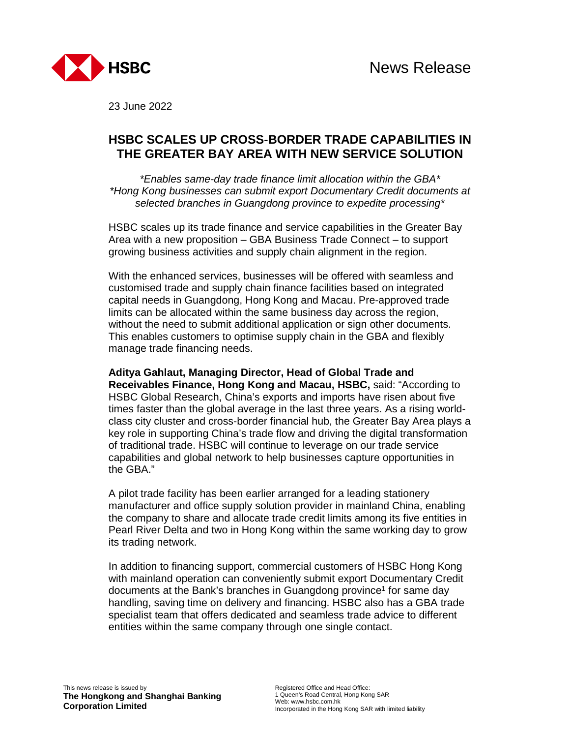News Release

23 June 2022

# HSBC SCALES UP CROSS-BORDER TRADE CAPABILITIES IN THE GREATER BAY AREA WITH NEW SERVICE SOLUTION

*\*Enables same-day trade finance limit allocation within the GBA\**
*\*Hong Kong businesses can submit export Documentary Credit documents at selected branches in Guangdong province to expedite processing\**

HSBC scales up its trade finance and service capabilities in the Greater Bay Area with a new proposition – GBA Business Trade Connect – to support growing business activities and supply chain alignment in the region.

With the enhanced services, businesses will be offered with seamless and customised trade and supply chain finance facilities based on integrated capital needs in Guangdong, Hong Kong and Macau. Pre-approved trade limits can be allocated within the same business day across the region, without the need to submit additional application or sign other documents. This enables customers to optimise supply chain in the GBA and flexibly manage trade financing needs.

**Aditya Gahlaut, Managing Director, Head of Global Trade and Receivables Finance, Hong Kong and Macau, HSBC,** said: "According to HSBC Global Research, China's exports and imports have risen about five times faster than the global average in the last three years. As a rising world-class city cluster and cross-border financial hub, the Greater Bay Area plays a key role in supporting China's trade flow and driving the digital transformation of traditional trade. HSBC will continue to leverage on our trade service capabilities and global network to help businesses capture opportunities in the GBA."

A pilot trade facility has been earlier arranged for a leading stationery manufacturer and office supply solution provider in mainland China, enabling the company to share and allocate trade credit limits among its five entities in Pearl River Delta and two in Hong Kong within the same working day to grow its trading network.

In addition to financing support, commercial customers of HSBC Hong Kong with mainland operation can conveniently submit export Documentary Credit documents at the Bank's branches in Guangdong province[1] for same day handling, saving time on delivery and financing. HSBC also has a GBA trade specialist team that offers dedicated and seamless trade advice to different entities within the same company through one single contact.

This news release is issued by
**The Hongkong and Shanghai Banking Corporation Limited**

Registered Office and Head Office:
1 Queen's Road Central, Hong Kong SAR
Web: www.hsbc.com.hk
Incorporated in the Hong Kong SAR with limited liability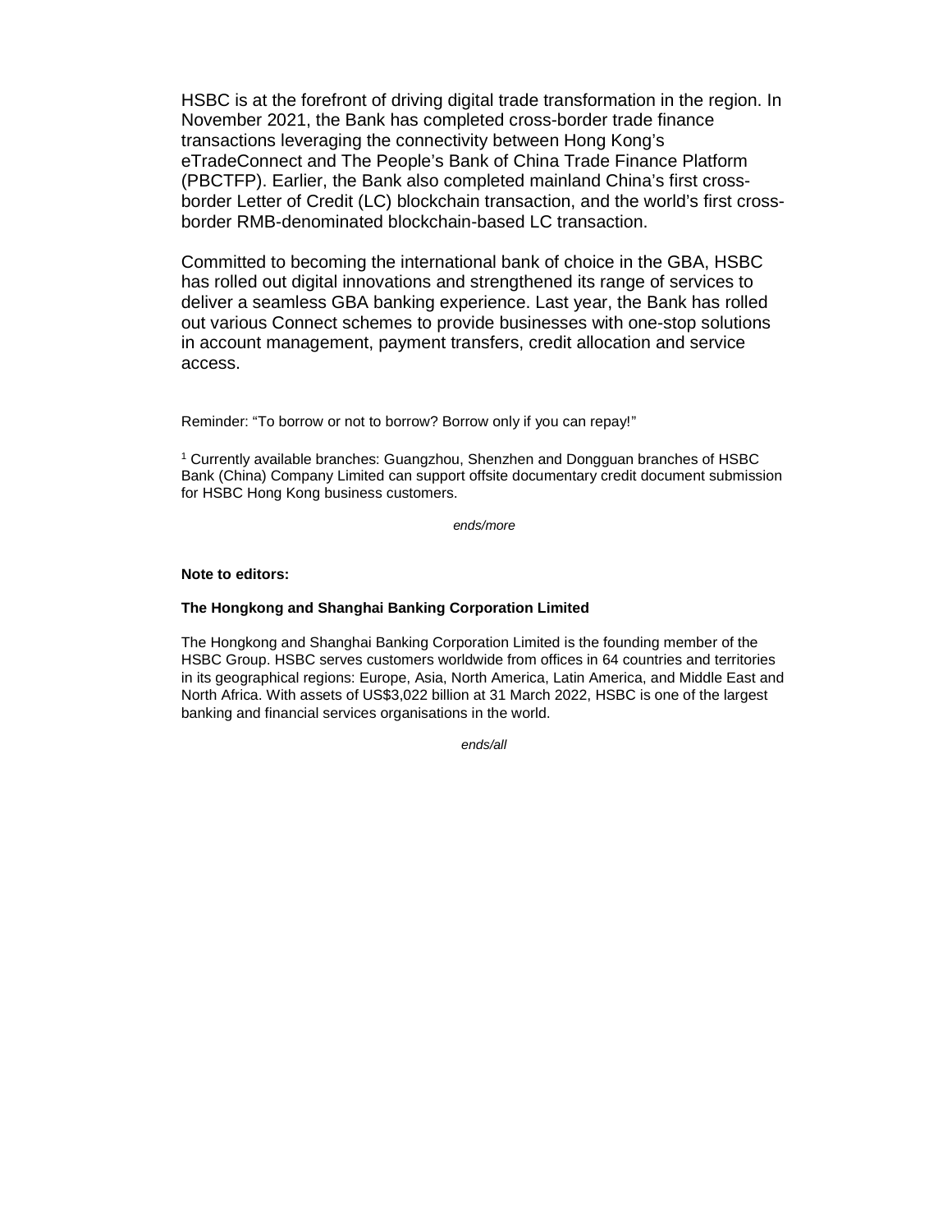HSBC is at the forefront of driving digital trade transformation in the region. In November 2021, the Bank has completed cross-border trade finance transactions leveraging the connectivity between Hong Kong's eTradeConnect and The People's Bank of China Trade Finance Platform (PBCTFP). Earlier, the Bank also completed mainland China's first cross-border Letter of Credit (LC) blockchain transaction, and the world's first cross-border RMB-denominated blockchain-based LC transaction.

Committed to becoming the international bank of choice in the GBA, HSBC has rolled out digital innovations and strengthened its range of services to deliver a seamless GBA banking experience. Last year, the Bank has rolled out various Connect schemes to provide businesses with one-stop solutions in account management, payment transfers, credit allocation and service access.

Reminder: "To borrow or not to borrow? Borrow only if you can repay!"

[1] Currently available branches: Guangzhou, Shenzhen and Dongguan branches of HSBC Bank (China) Company Limited can support offsite documentary credit document submission for HSBC Hong Kong business customers.

*ends/more*

**Note to editors:**

**The Hongkong and Shanghai Banking Corporation Limited**

The Hongkong and Shanghai Banking Corporation Limited is the founding member of the HSBC Group. HSBC serves customers worldwide from offices in 64 countries and territories in its geographical regions: Europe, Asia, North America, Latin America, and Middle East and North Africa. With assets of US$3,022 billion at 31 March 2022, HSBC is one of the largest banking and financial services organisations in the world.

*ends/all*